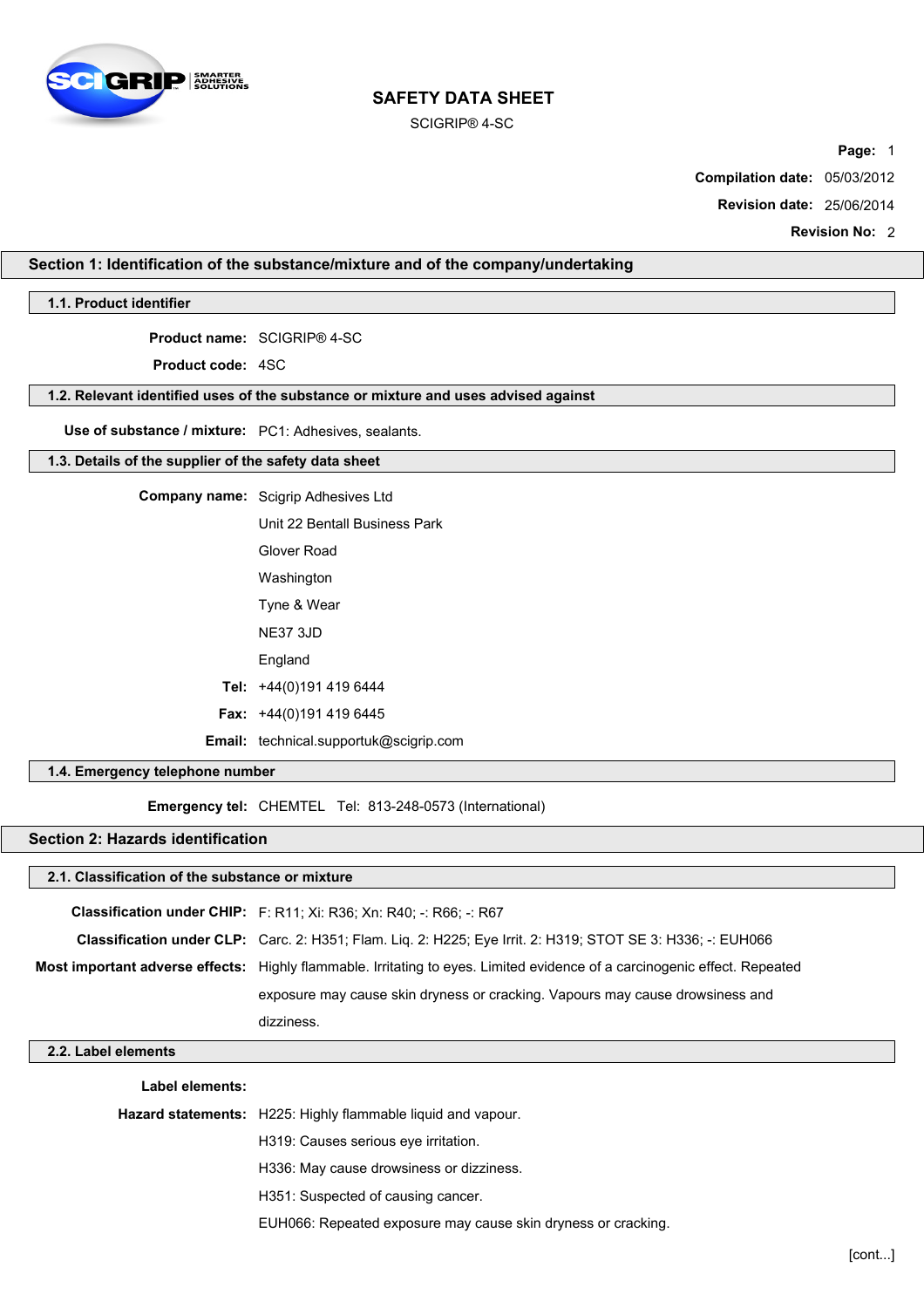# SAFETY DATA SHEET

SCIGRIP® 4-SC

**Page:** 1

**Compilation date:** 05/03/2012

**Revision date:** 25/06/2014

**Revision No:** 2

## Section 1: Identification of the substance/mixture and of the company/undertaking

### 1.1. Product identifier

**Product name:** SCIGRIP® 4-SC

**Product code:** 4SC

### 1.2. Relevant identified uses of the substance or mixture and uses advised against

**Use of substance / mixture:** PC1: Adhesives, sealants.

### 1.3. Details of the supplier of the safety data sheet

**Company name:** Scigrip Adhesives Ltd
Unit 22 Bentall Business Park
Glover Road
Washington
Tyne & Wear
NE37 3JD
England

**Tel:** +44(0)191 419 6444

**Fax:** +44(0)191 419 6445

**Email:** technical.supportuk@scigrip.com

### 1.4. Emergency telephone number

**Emergency tel:** CHEMTEL Tel: 813-248-0573 (International)

## Section 2: Hazards identification

### 2.1. Classification of the substance or mixture

**Classification under CHIP:** F: R11; Xi: R36; Xn: R40; -: R66; -: R67

**Classification under CLP:** Carc. 2: H351; Flam. Liq. 2: H225; Eye Irrit. 2: H319; STOT SE 3: H336; -: EUH066

**Most important adverse effects:** Highly flammable. Irritating to eyes. Limited evidence of a carcinogenic effect. Repeated exposure may cause skin dryness or cracking. Vapours may cause drowsiness and dizziness.

### 2.2. Label elements

**Label elements:**

**Hazard statements:** H225: Highly flammable liquid and vapour.
H319: Causes serious eye irritation.
H336: May cause drowsiness or dizziness.
H351: Suspected of causing cancer.
EUH066: Repeated exposure may cause skin dryness or cracking.

[cont...]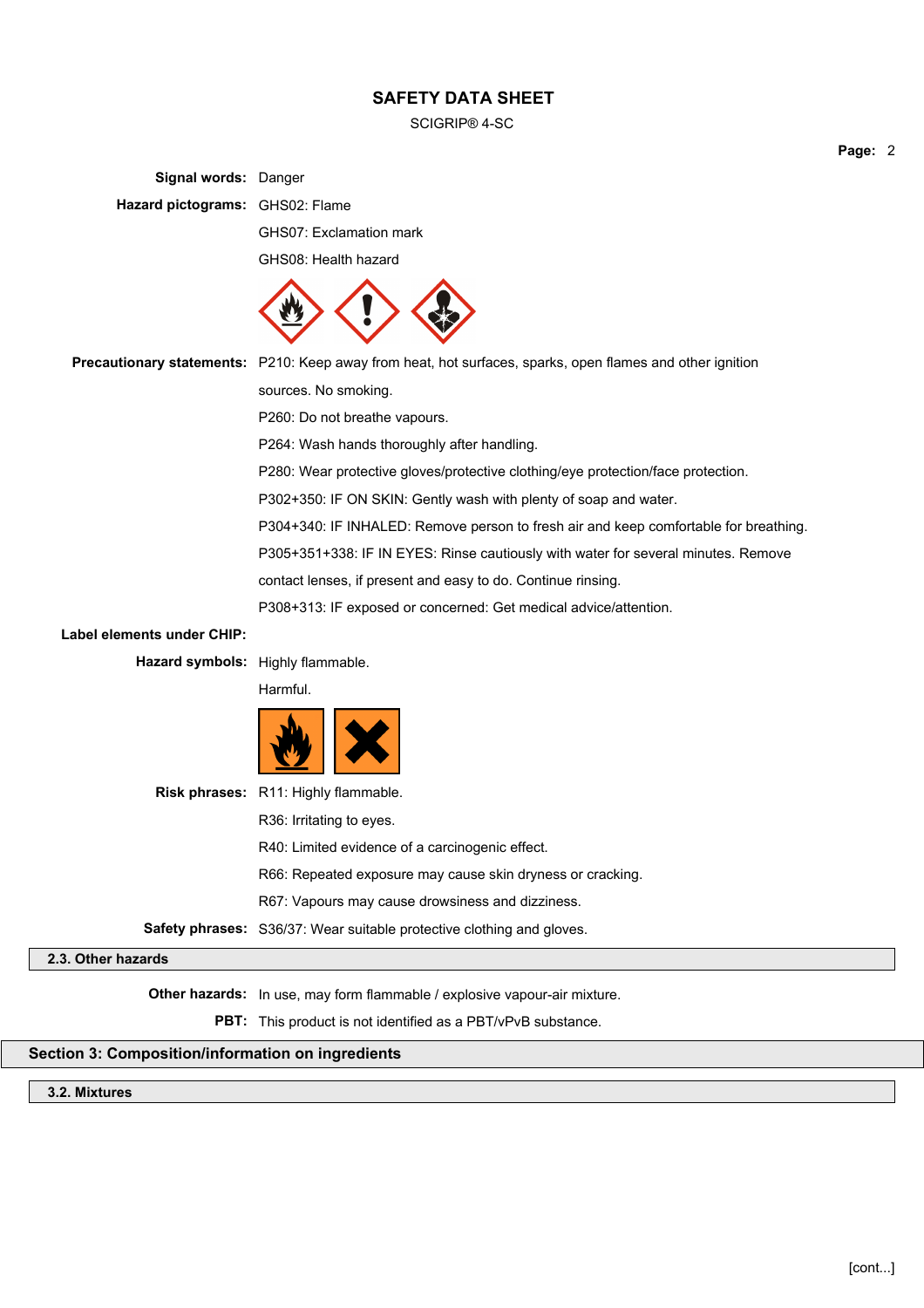**Signal words:** Danger

**Hazard pictograms:** GHS02: Flame

GHS07: Exclamation mark

GHS08: Health hazard

**Precautionary statements:** P210: Keep away from heat, hot surfaces, sparks, open flames and other ignition sources. No smoking.

P260: Do not breathe vapours.

P264: Wash hands thoroughly after handling.

P280: Wear protective gloves/protective clothing/eye protection/face protection.

P302+350: IF ON SKIN: Gently wash with plenty of soap and water.

P304+340: IF INHALED: Remove person to fresh air and keep comfortable for breathing.

P305+351+338: IF IN EYES: Rinse cautiously with water for several minutes. Remove contact lenses, if present and easy to do. Continue rinsing.

P308+313: IF exposed or concerned: Get medical advice/attention.

**Label elements under CHIP:**

**Hazard symbols:** Highly flammable.

Harmful.

**Risk phrases:** R11: Highly flammable.

R36: Irritating to eyes.

R40: Limited evidence of a carcinogenic effect.

R66: Repeated exposure may cause skin dryness or cracking.

R67: Vapours may cause drowsiness and dizziness.

**Safety phrases:** S36/37: Wear suitable protective clothing and gloves.

### 2.3. Other hazards

**Other hazards:** In use, may form flammable / explosive vapour-air mixture.

**PBT:** This product is not identified as a PBT/vPvB substance.

## Section 3: Composition/information on ingredients

### 3.2. Mixtures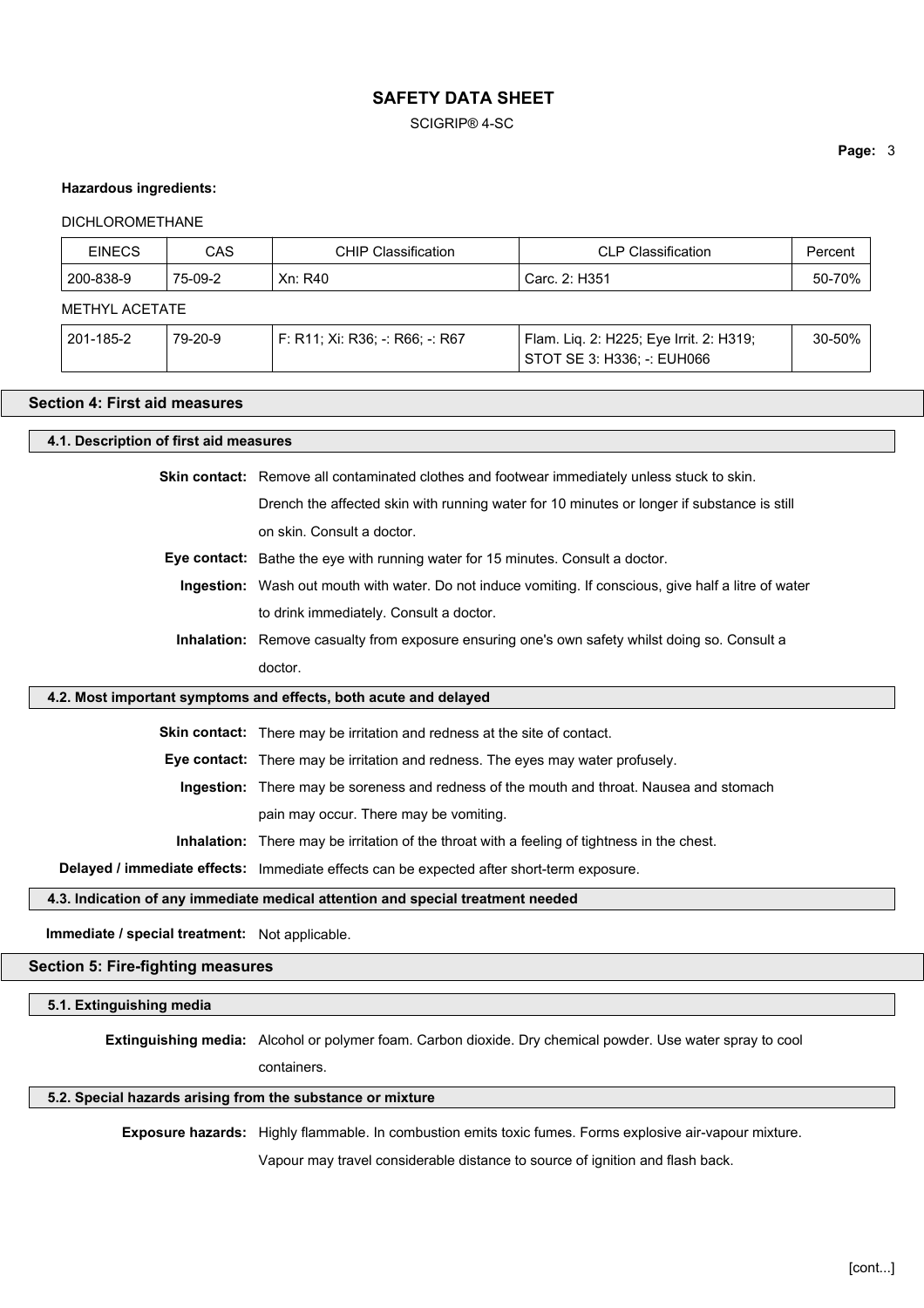**Hazardous ingredients:**

DICHLOROMETHANE

| EINECS | CAS | CHIP Classification | CLP Classification | Percent |
|---|---|---|---|---|
| 200-838-9 | 75-09-2 | Xn: R40 | Carc. 2: H351 | 50-70% |

METHYL ACETATE

| EINECS | CAS | CHIP Classification | CLP Classification | Percent |
|---|---|---|---|---|
| 201-185-2 | 79-20-9 | F: R11; Xi: R36; -: R66; -: R67 | Flam. Liq. 2: H225; Eye Irrit. 2: H319; STOT SE 3: H336; -: EUH066 | 30-50% |

## Section 4: First aid measures

### 4.1. Description of first aid measures

**Skin contact:** Remove all contaminated clothes and footwear immediately unless stuck to skin. Drench the affected skin with running water for 10 minutes or longer if substance is still on skin. Consult a doctor.

**Eye contact:** Bathe the eye with running water for 15 minutes. Consult a doctor.

**Ingestion:** Wash out mouth with water. Do not induce vomiting. If conscious, give half a litre of water to drink immediately. Consult a doctor.

**Inhalation:** Remove casualty from exposure ensuring one's own safety whilst doing so. Consult a doctor.

### 4.2. Most important symptoms and effects, both acute and delayed

**Skin contact:** There may be irritation and redness at the site of contact.

**Eye contact:** There may be irritation and redness. The eyes may water profusely.

**Ingestion:** There may be soreness and redness of the mouth and throat. Nausea and stomach pain may occur. There may be vomiting.

**Inhalation:** There may be irritation of the throat with a feeling of tightness in the chest.

**Delayed / immediate effects:** Immediate effects can be expected after short-term exposure.

### 4.3. Indication of any immediate medical attention and special treatment needed

**Immediate / special treatment:** Not applicable.

## Section 5: Fire-fighting measures

### 5.1. Extinguishing media

**Extinguishing media:** Alcohol or polymer foam. Carbon dioxide. Dry chemical powder. Use water spray to cool containers.

### 5.2. Special hazards arising from the substance or mixture

**Exposure hazards:** Highly flammable. In combustion emits toxic fumes. Forms explosive air-vapour mixture. Vapour may travel considerable distance to source of ignition and flash back.

[cont...]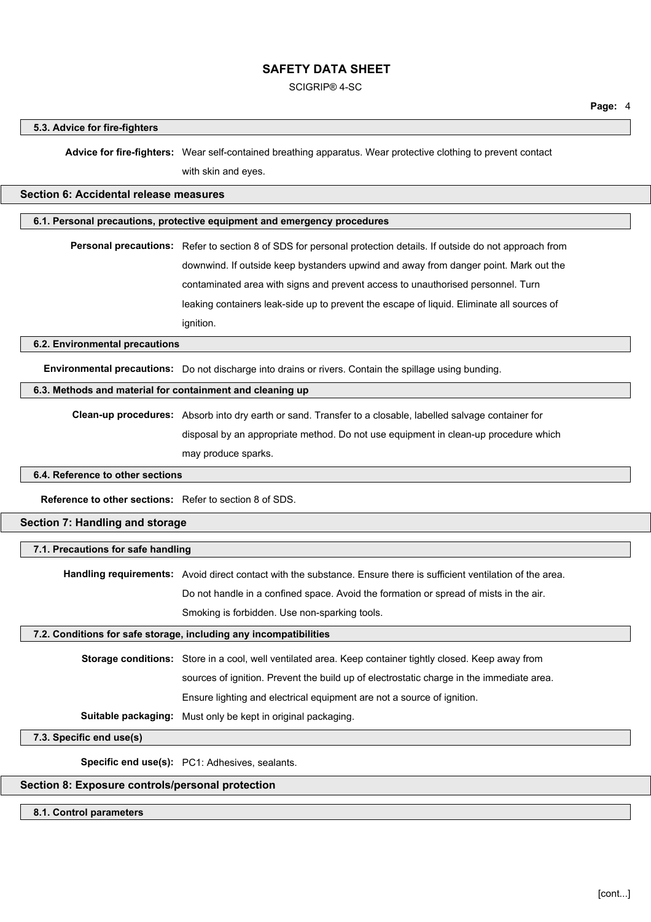### 5.3. Advice for fire-fighters

**Advice for fire-fighters:** Wear self-contained breathing apparatus. Wear protective clothing to prevent contact with skin and eyes.

## Section 6: Accidental release measures

### 6.1. Personal precautions, protective equipment and emergency procedures

**Personal precautions:** Refer to section 8 of SDS for personal protection details. If outside do not approach from downwind. If outside keep bystanders upwind and away from danger point. Mark out the contaminated area with signs and prevent access to unauthorised personnel. Turn leaking containers leak-side up to prevent the escape of liquid. Eliminate all sources of ignition.

### 6.2. Environmental precautions

**Environmental precautions:** Do not discharge into drains or rivers. Contain the spillage using bunding.

### 6.3. Methods and material for containment and cleaning up

**Clean-up procedures:** Absorb into dry earth or sand. Transfer to a closable, labelled salvage container for disposal by an appropriate method. Do not use equipment in clean-up procedure which may produce sparks.

### 6.4. Reference to other sections

**Reference to other sections:** Refer to section 8 of SDS.

## Section 7: Handling and storage

### 7.1. Precautions for safe handling

**Handling requirements:** Avoid direct contact with the substance. Ensure there is sufficient ventilation of the area. Do not handle in a confined space. Avoid the formation or spread of mists in the air. Smoking is forbidden. Use non-sparking tools.

### 7.2. Conditions for safe storage, including any incompatibilities

**Storage conditions:** Store in a cool, well ventilated area. Keep container tightly closed. Keep away from sources of ignition. Prevent the build up of electrostatic charge in the immediate area. Ensure lighting and electrical equipment are not a source of ignition.

**Suitable packaging:** Must only be kept in original packaging.

### 7.3. Specific end use(s)

**Specific end use(s):** PC1: Adhesives, sealants.

## Section 8: Exposure controls/personal protection

### 8.1. Control parameters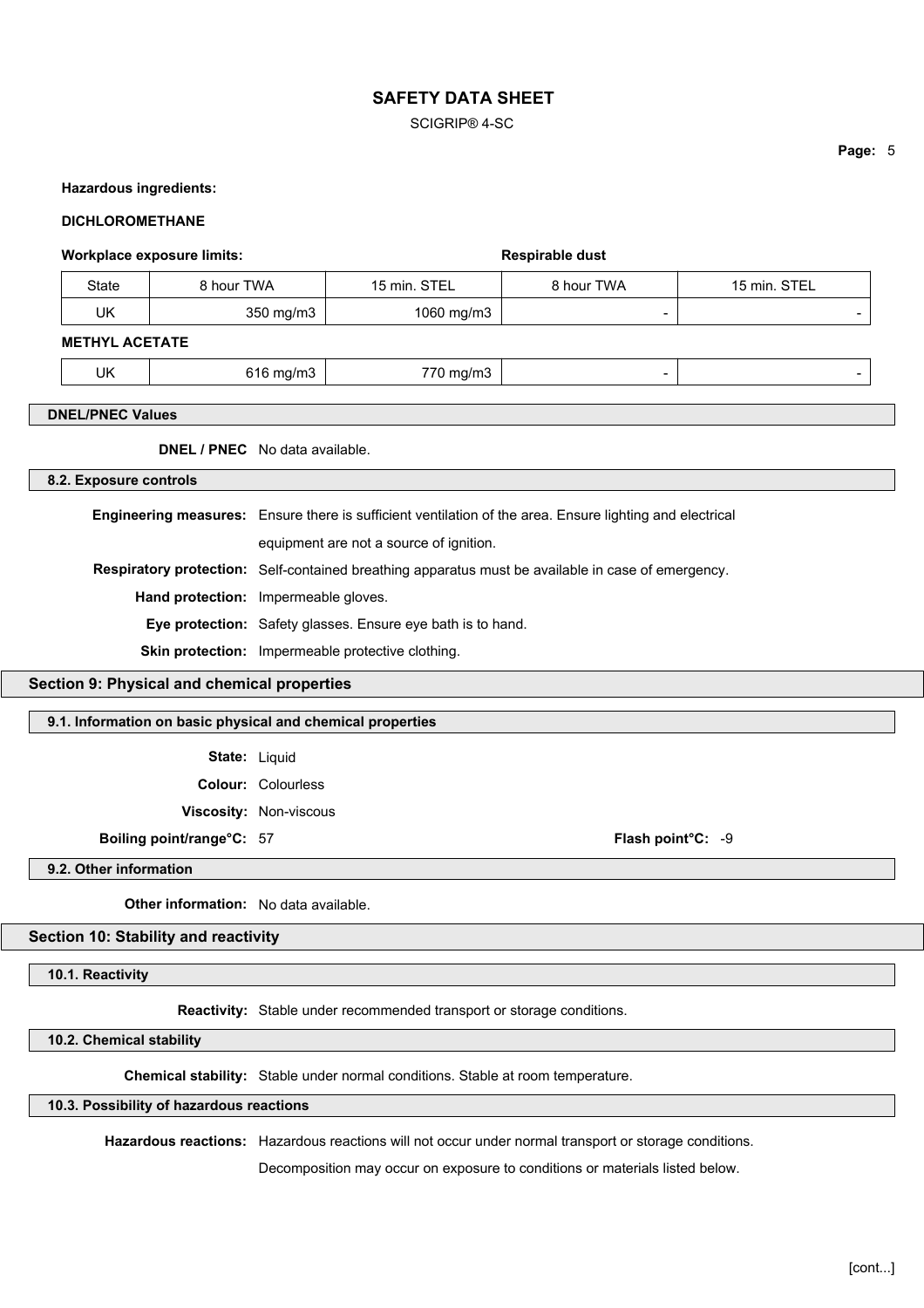**Hazardous ingredients:**

**DICHLOROMETHANE**

| **Workplace exposure limits:** | | | **Respirable dust** | |
|---|---|---|---|---|
| State | 8 hour TWA | 15 min. STEL | 8 hour TWA | 15 min. STEL |
| UK | 350 mg/m3 | 1060 mg/m3 | - | - |

**METHYL ACETATE**

| | | | | |
|---|---|---|---|---|
| UK | 616 mg/m3 | 770 mg/m3 | - | - |

### DNEL/PNEC Values

**DNEL / PNEC** No data available.

### 8.2. Exposure controls

**Engineering measures:** Ensure there is sufficient ventilation of the area. Ensure lighting and electrical equipment are not a source of ignition.

**Respiratory protection:** Self-contained breathing apparatus must be available in case of emergency.

**Hand protection:** Impermeable gloves.

**Eye protection:** Safety glasses. Ensure eye bath is to hand.

**Skin protection:** Impermeable protective clothing.

## Section 9: Physical and chemical properties

### 9.1. Information on basic physical and chemical properties

**State:** Liquid

**Colour:** Colourless

**Viscosity:** Non-viscous

**Boiling point/range°C:** 57

**Flash point°C:** -9

### 9.2. Other information

**Other information:** No data available.

## Section 10: Stability and reactivity

### 10.1. Reactivity

**Reactivity:** Stable under recommended transport or storage conditions.

### 10.2. Chemical stability

**Chemical stability:** Stable under normal conditions. Stable at room temperature.

### 10.3. Possibility of hazardous reactions

**Hazardous reactions:** Hazardous reactions will not occur under normal transport or storage conditions.

Decomposition may occur on exposure to conditions or materials listed below.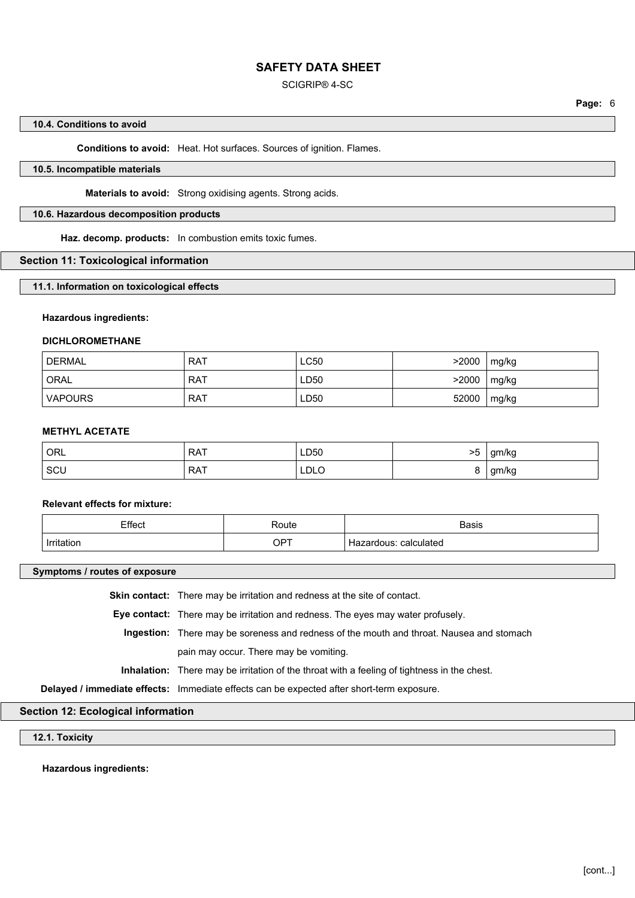### 10.4. Conditions to avoid

**Conditions to avoid:** Heat. Hot surfaces. Sources of ignition. Flames.

### 10.5. Incompatible materials

**Materials to avoid:** Strong oxidising agents. Strong acids.

### 10.6. Hazardous decomposition products

**Haz. decomp. products:** In combustion emits toxic fumes.

## Section 11: Toxicological information

### 11.1. Information on toxicological effects

**Hazardous ingredients:**

**DICHLOROMETHANE**

| | | | | |
|---|---|---|---|---|
| DERMAL | RAT | LC50 | >2000 | mg/kg |
| ORAL | RAT | LD50 | >2000 | mg/kg |
| VAPOURS | RAT | LD50 | 52000 | mg/kg |

**METHYL ACETATE**

| | | | | |
|---|---|---|---|---|
| ORL | RAT | LD50 | >5 | gm/kg |
| SCU | RAT | LDLO | 8 | gm/kg |

**Relevant effects for mixture:**

| Effect | Route | Basis |
|---|---|---|
| Irritation | OPT | Hazardous: calculated |

### Symptoms / routes of exposure

**Skin contact:** There may be irritation and redness at the site of contact.

**Eye contact:** There may be irritation and redness. The eyes may water profusely.

**Ingestion:** There may be soreness and redness of the mouth and throat. Nausea and stomach pain may occur. There may be vomiting.

**Inhalation:** There may be irritation of the throat with a feeling of tightness in the chest.

**Delayed / immediate effects:** Immediate effects can be expected after short-term exposure.

## Section 12: Ecological information

### 12.1. Toxicity

**Hazardous ingredients:**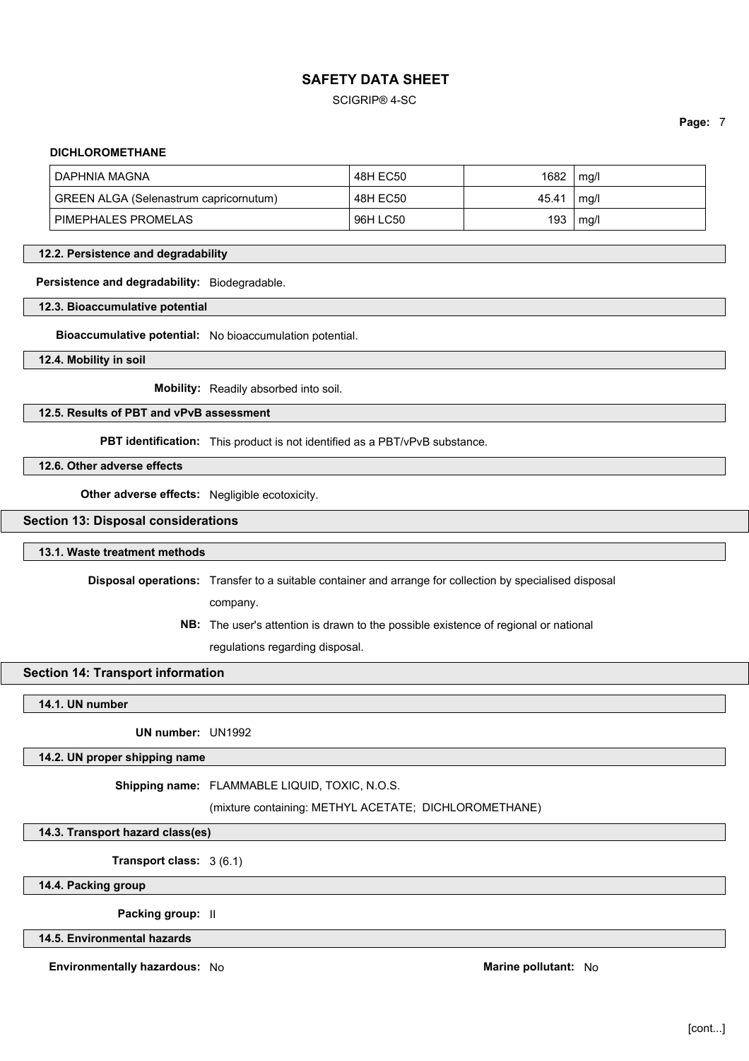**DICHLOROMETHANE**

| | | | |
|---|---|---|---|
| DAPHNIA MAGNA | 48H EC50 | 1682 | mg/l |
| GREEN ALGA (Selenastrum capricornutum) | 48H EC50 | 45.41 | mg/l |
| PIMEPHALES PROMELAS | 96H LC50 | 193 | mg/l |

### 12.2. Persistence and degradability

**Persistence and degradability:** Biodegradable.

### 12.3. Bioaccumulative potential

**Bioaccumulative potential:** No bioaccumulation potential.

### 12.4. Mobility in soil

**Mobility:** Readily absorbed into soil.

### 12.5. Results of PBT and vPvB assessment

**PBT identification:** This product is not identified as a PBT/vPvB substance.

### 12.6. Other adverse effects

**Other adverse effects:** Negligible ecotoxicity.

## Section 13: Disposal considerations

### 13.1. Waste treatment methods

**Disposal operations:** Transfer to a suitable container and arrange for collection by specialised disposal company.

**NB:** The user's attention is drawn to the possible existence of regional or national regulations regarding disposal.

## Section 14: Transport information

### 14.1. UN number

**UN number:** UN1992

### 14.2. UN proper shipping name

**Shipping name:** FLAMMABLE LIQUID, TOXIC, N.O.S.

(mixture containing: METHYL ACETATE; DICHLOROMETHANE)

### 14.3. Transport hazard class(es)

**Transport class:** 3 (6.1)

### 14.4. Packing group

**Packing group:** II

### 14.5. Environmental hazards

**Environmentally hazardous:** No

**Marine pollutant:** No

[cont...]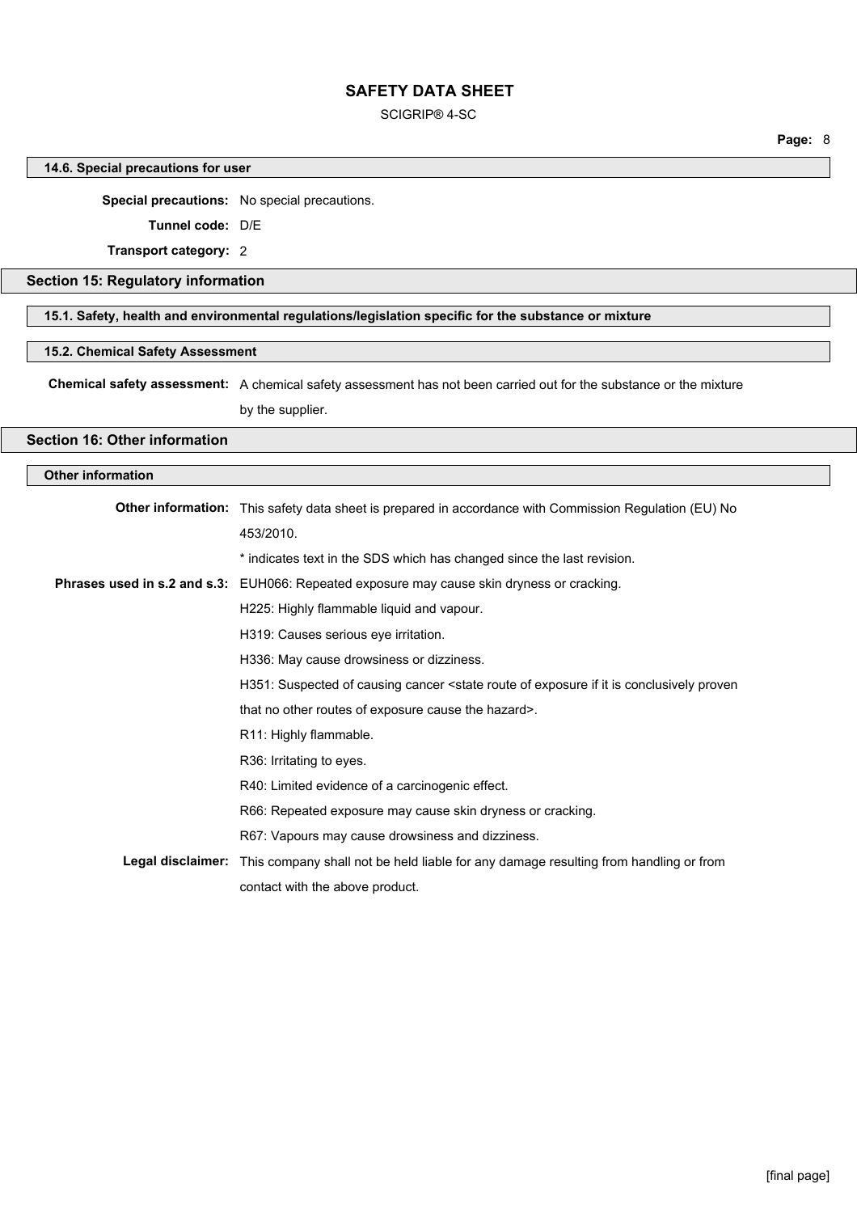### 14.6. Special precautions for user

**Special precautions:** No special precautions.

**Tunnel code:** D/E

**Transport category:** 2

## Section 15: Regulatory information

### 15.1. Safety, health and environmental regulations/legislation specific for the substance or mixture

### 15.2. Chemical Safety Assessment

**Chemical safety assessment:** A chemical safety assessment has not been carried out for the substance or the mixture by the supplier.

## Section 16: Other information

### Other information

**Other information:** This safety data sheet is prepared in accordance with Commission Regulation (EU) No 453/2010.

* indicates text in the SDS which has changed since the last revision.

**Phrases used in s.2 and s.3:** EUH066: Repeated exposure may cause skin dryness or cracking.

H225: Highly flammable liquid and vapour.

H319: Causes serious eye irritation.

H336: May cause drowsiness or dizziness.

H351: Suspected of causing cancer <state route of exposure if it is conclusively proven that no other routes of exposure cause the hazard>.

R11: Highly flammable.

R36: Irritating to eyes.

R40: Limited evidence of a carcinogenic effect.

R66: Repeated exposure may cause skin dryness or cracking.

R67: Vapours may cause drowsiness and dizziness.

**Legal disclaimer:** This company shall not be held liable for any damage resulting from handling or from contact with the above product.